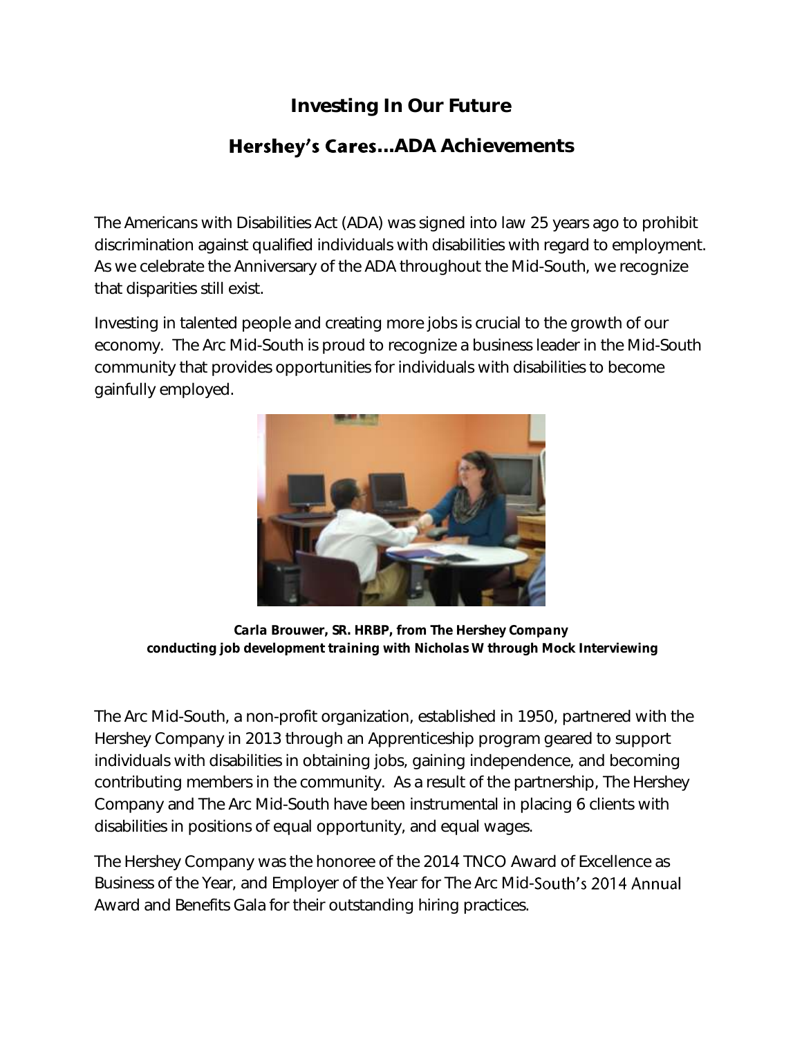# Investing In Our Future

## Hershey's Cares...ADA Achievements

The Americans with Disabilities Act (ADA) was signed into law 25 years ago to prohibit discrimination against qualified individuals with disabilities with regard to employment. As we celebrate the Anniversary of the ADA throughout the Mid-South, we recognize that disparities still exist.

Investing in talented people and creating more jobs is crucial to the growth of our economy. The Arc Mid-South is proud to recognize a business leader in the Mid-South community that provides opportunities for individuals with disabilities to become gainfully employed.

***Carla Brouwer, SR. HRBP, from The Hershey Company conducting job development training with Nicholas W through Mock Interviewing***

The Arc Mid-South, a non-profit organization, established in 1950, partnered with the Hershey Company in 2013 through an Apprenticeship program geared to support individuals with disabilities in obtaining jobs, gaining independence, and becoming contributing members in the community. As a result of the partnership, The Hershey Company and The Arc Mid-South have been instrumental in placing 6 clients with disabilities in positions of equal opportunity, and equal wages.

The Hershey Company was the honoree of the 2014 TNCO Award of Excellence as Business of the Year, and Employer of the Year for The Arc Mid-South's 2014 Annual Award and Benefits Gala for their outstanding hiring practices.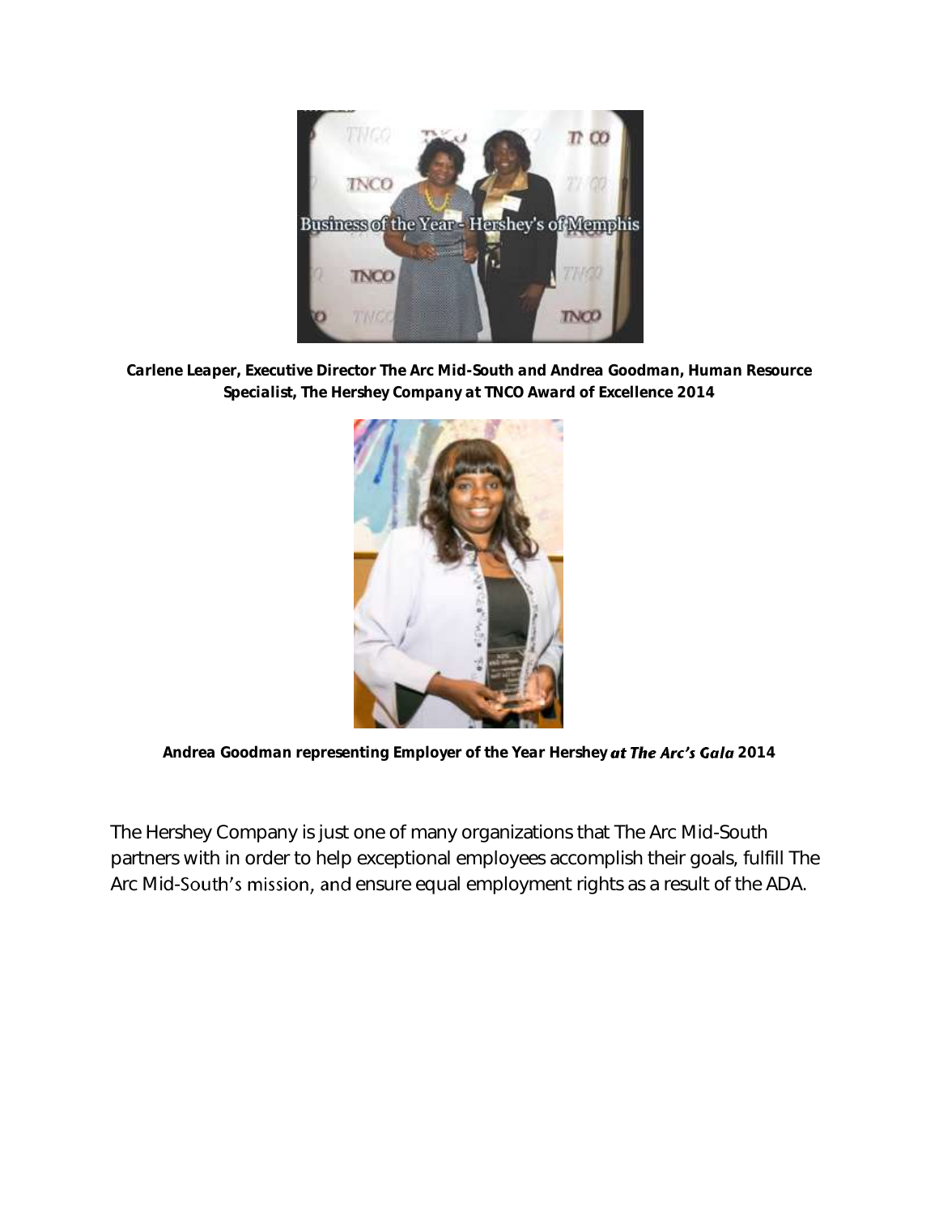**Carlene Leaper, Executive Director The Arc Mid-South and Andrea Goodman, Human Resource Specialist, The Hershey Company at TNCO Award of Excellence 2014**

**Andrea Goodman representing Employer of the Year Hershey *at The Arc's Gala* 2014**

The Hershey Company is just one of many organizations that The Arc Mid-South partners with in order to help exceptional employees accomplish their goals, fulfill The Arc Mid-South's mission, and ensure equal employment rights as a result of the ADA.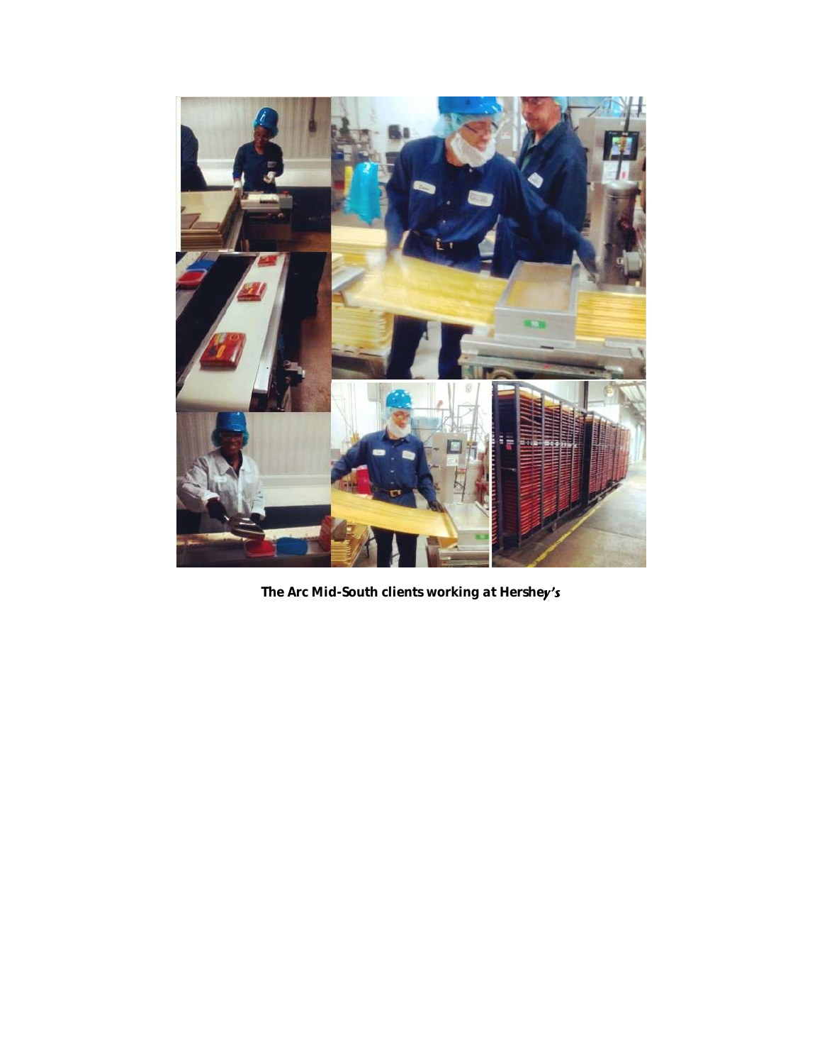**The Arc Mid-South clients working at Hershey's**